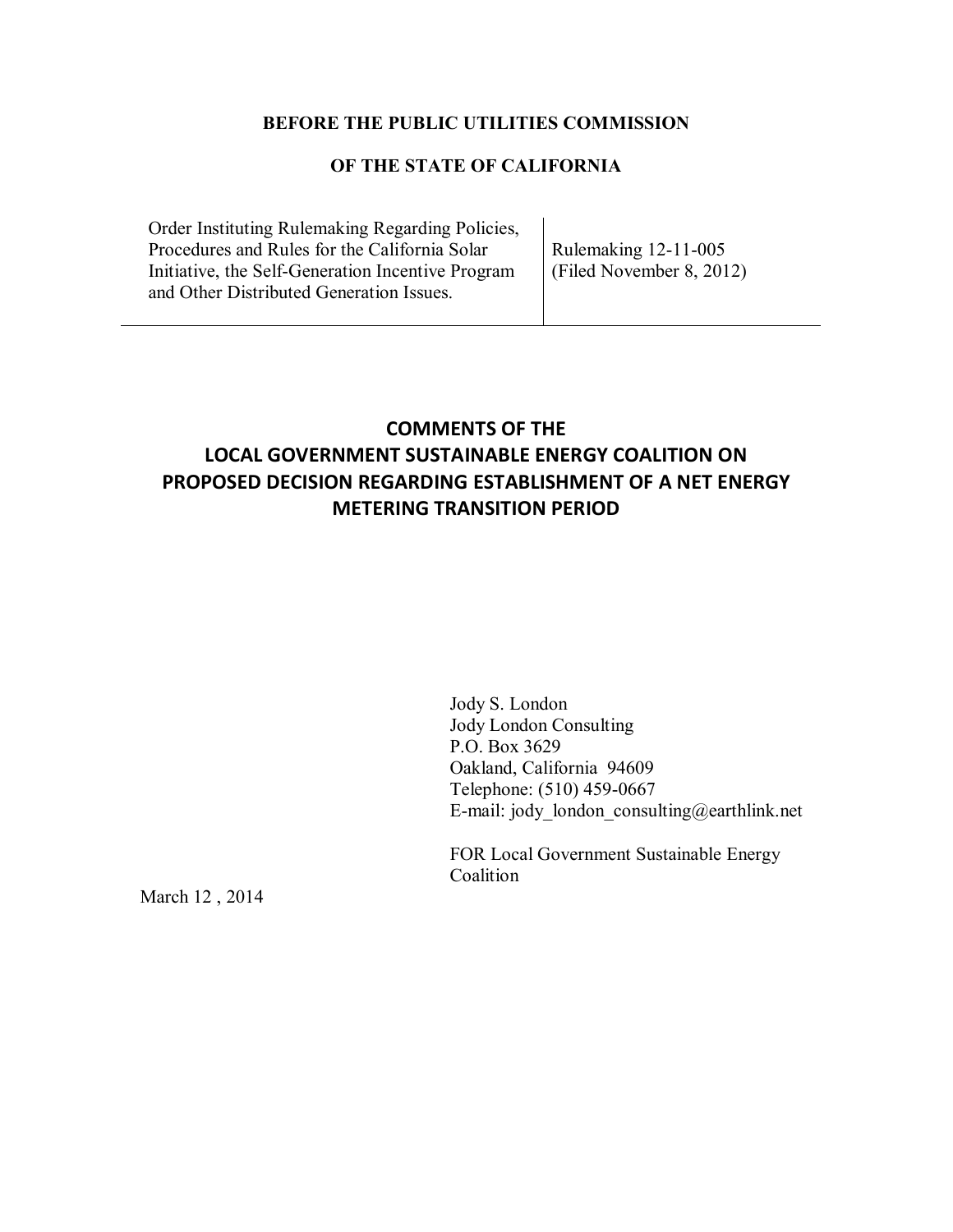**BEFORE THE PUBLIC UTILITIES COMMISSION**

**OF THE STATE OF CALIFORNIA**

| Order Instituting Rulemaking Regarding Policies, Procedures and Rules for the California Solar Initiative, the Self-Generation Incentive Program and Other Distributed Generation Issues. | Rulemaking 12-11-005 (Filed November 8, 2012) |
|---|---|

# COMMENTS OF THE LOCAL GOVERNMENT SUSTAINABLE ENERGY COALITION ON PROPOSED DECISION REGARDING ESTABLISHMENT OF A NET ENERGY METERING TRANSITION PERIOD

Jody S. London
Jody London Consulting
P.O. Box 3629
Oakland, California 94609
Telephone: (510) 459-0667
E-mail: jody_london_consulting@earthlink.net

FOR Local Government Sustainable Energy Coalition

March 12 , 2014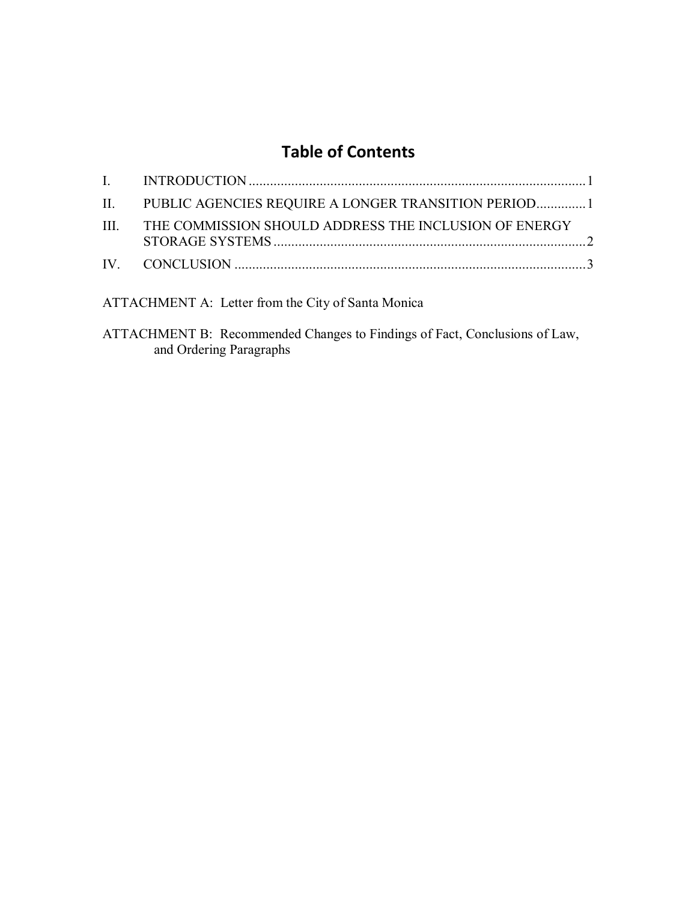# Table of Contents

I. INTRODUCTION ........................................................................................ 1

II. PUBLIC AGENCIES REQUIRE A LONGER TRANSITION PERIOD .............. 1

III. THE COMMISSION SHOULD ADDRESS THE INCLUSION OF ENERGY STORAGE SYSTEMS ........................................................................................ 2

IV. CONCLUSION ........................................................................................ 3

ATTACHMENT A: Letter from the City of Santa Monica

ATTACHMENT B: Recommended Changes to Findings of Fact, Conclusions of Law, and Ordering Paragraphs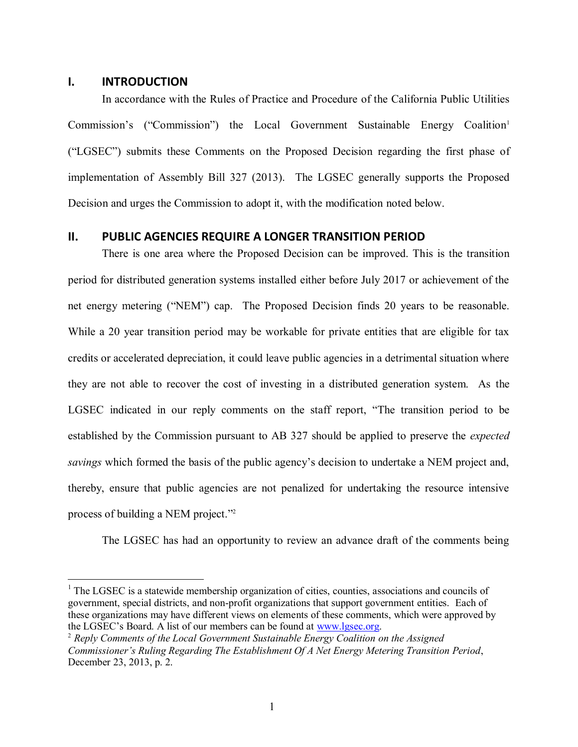## I. INTRODUCTION

In accordance with the Rules of Practice and Procedure of the California Public Utilities Commission's ("Commission") the Local Government Sustainable Energy Coalition[1] ("LGSEC") submits these Comments on the Proposed Decision regarding the first phase of implementation of Assembly Bill 327 (2013). The LGSEC generally supports the Proposed Decision and urges the Commission to adopt it, with the modification noted below.

## II. PUBLIC AGENCIES REQUIRE A LONGER TRANSITION PERIOD

There is one area where the Proposed Decision can be improved. This is the transition period for distributed generation systems installed either before July 2017 or achievement of the net energy metering ("NEM") cap. The Proposed Decision finds 20 years to be reasonable. While a 20 year transition period may be workable for private entities that are eligible for tax credits or accelerated depreciation, it could leave public agencies in a detrimental situation where they are not able to recover the cost of investing in a distributed generation system. As the LGSEC indicated in our reply comments on the staff report, "The transition period to be established by the Commission pursuant to AB 327 should be applied to preserve the *expected savings* which formed the basis of the public agency's decision to undertake a NEM project and, thereby, ensure that public agencies are not penalized for undertaking the resource intensive process of building a NEM project."[2]

The LGSEC has had an opportunity to review an advance draft of the comments being

---

[1] The LGSEC is a statewide membership organization of cities, counties, associations and councils of government, special districts, and non-profit organizations that support government entities. Each of these organizations may have different views on elements of these comments, which were approved by the LGSEC's Board. A list of our members can be found at www.lgsec.org.

[2] *Reply Comments of the Local Government Sustainable Energy Coalition on the Assigned Commissioner's Ruling Regarding The Establishment Of A Net Energy Metering Transition Period*, December 23, 2013, p. 2.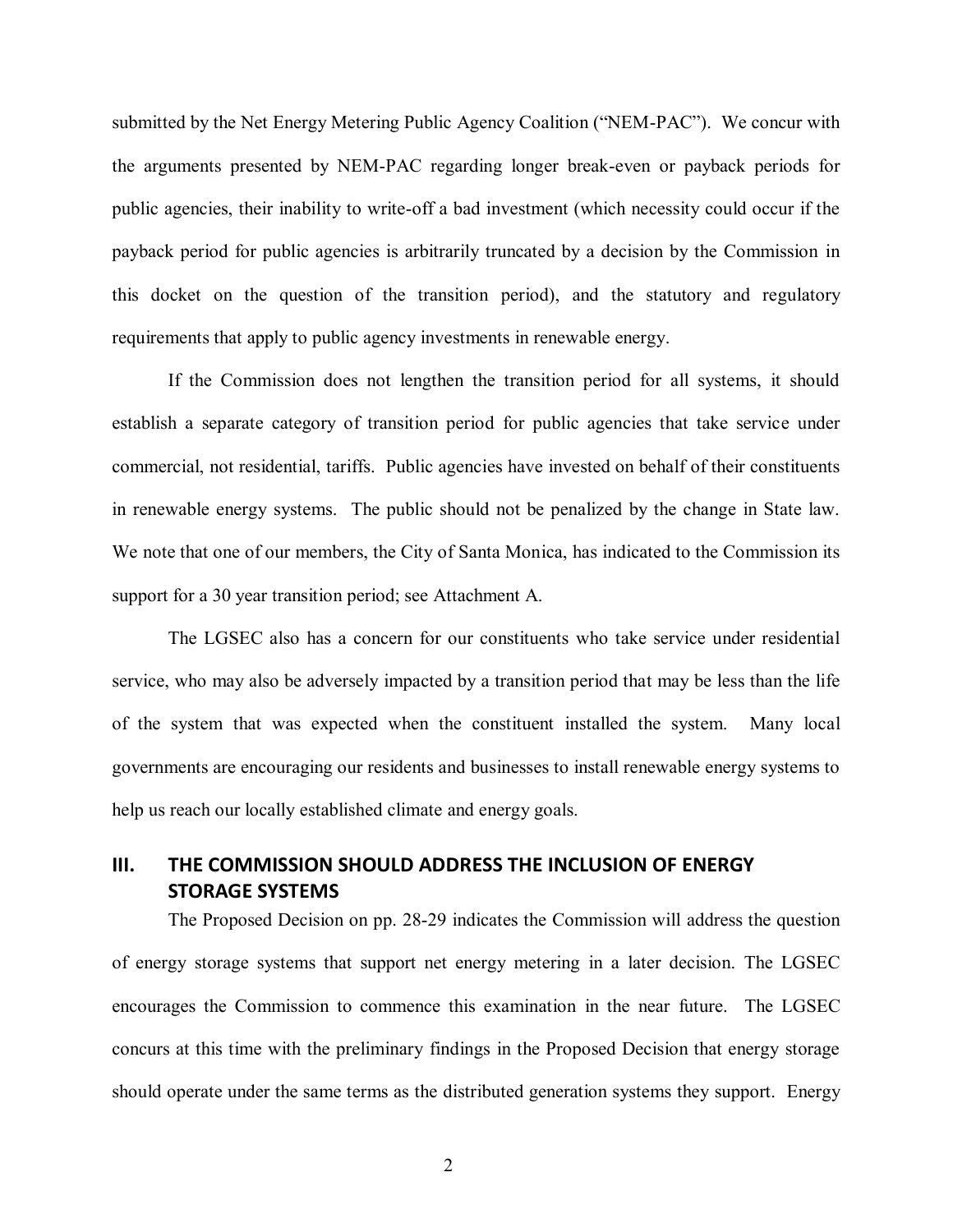submitted by the Net Energy Metering Public Agency Coalition ("NEM-PAC"). We concur with the arguments presented by NEM-PAC regarding longer break-even or payback periods for public agencies, their inability to write-off a bad investment (which necessity could occur if the payback period for public agencies is arbitrarily truncated by a decision by the Commission in this docket on the question of the transition period), and the statutory and regulatory requirements that apply to public agency investments in renewable energy.

If the Commission does not lengthen the transition period for all systems, it should establish a separate category of transition period for public agencies that take service under commercial, not residential, tariffs. Public agencies have invested on behalf of their constituents in renewable energy systems. The public should not be penalized by the change in State law. We note that one of our members, the City of Santa Monica, has indicated to the Commission its support for a 30 year transition period; see Attachment A.

The LGSEC also has a concern for our constituents who take service under residential service, who may also be adversely impacted by a transition period that may be less than the life of the system that was expected when the constituent installed the system. Many local governments are encouraging our residents and businesses to install renewable energy systems to help us reach our locally established climate and energy goals.

## III. THE COMMISSION SHOULD ADDRESS THE INCLUSION OF ENERGY STORAGE SYSTEMS

The Proposed Decision on pp. 28-29 indicates the Commission will address the question of energy storage systems that support net energy metering in a later decision. The LGSEC encourages the Commission to commence this examination in the near future. The LGSEC concurs at this time with the preliminary findings in the Proposed Decision that energy storage should operate under the same terms as the distributed generation systems they support. Energy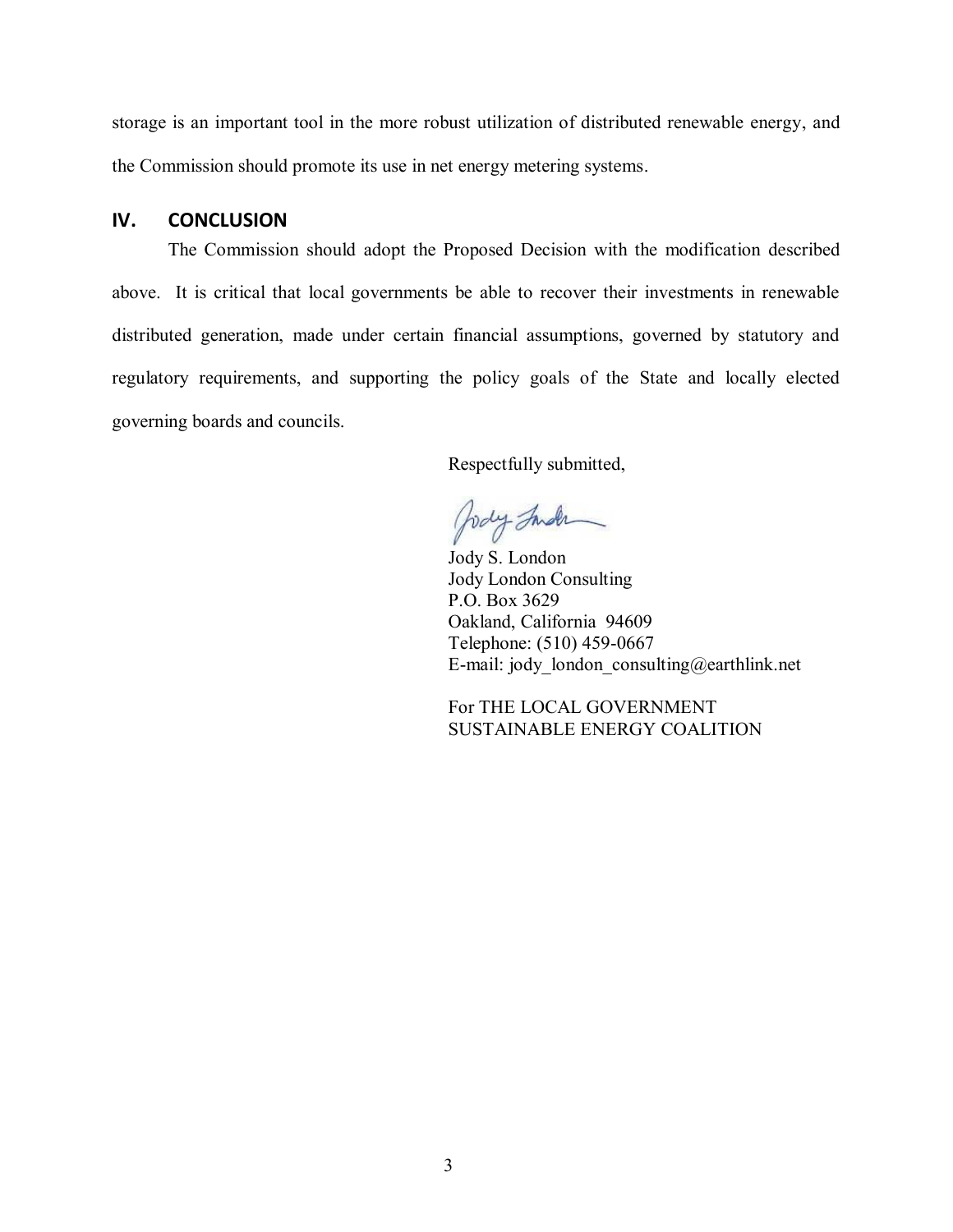storage is an important tool in the more robust utilization of distributed renewable energy, and the Commission should promote its use in net energy metering systems.

## IV. CONCLUSION

The Commission should adopt the Proposed Decision with the modification described above. It is critical that local governments be able to recover their investments in renewable distributed generation, made under certain financial assumptions, governed by statutory and regulatory requirements, and supporting the policy goals of the State and locally elected governing boards and councils.

Respectfully submitted,

Jody S. London
Jody London Consulting
P.O. Box 3629
Oakland, California 94609
Telephone: (510) 459-0667
E-mail: jody_london_consulting@earthlink.net

For THE LOCAL GOVERNMENT SUSTAINABLE ENERGY COALITION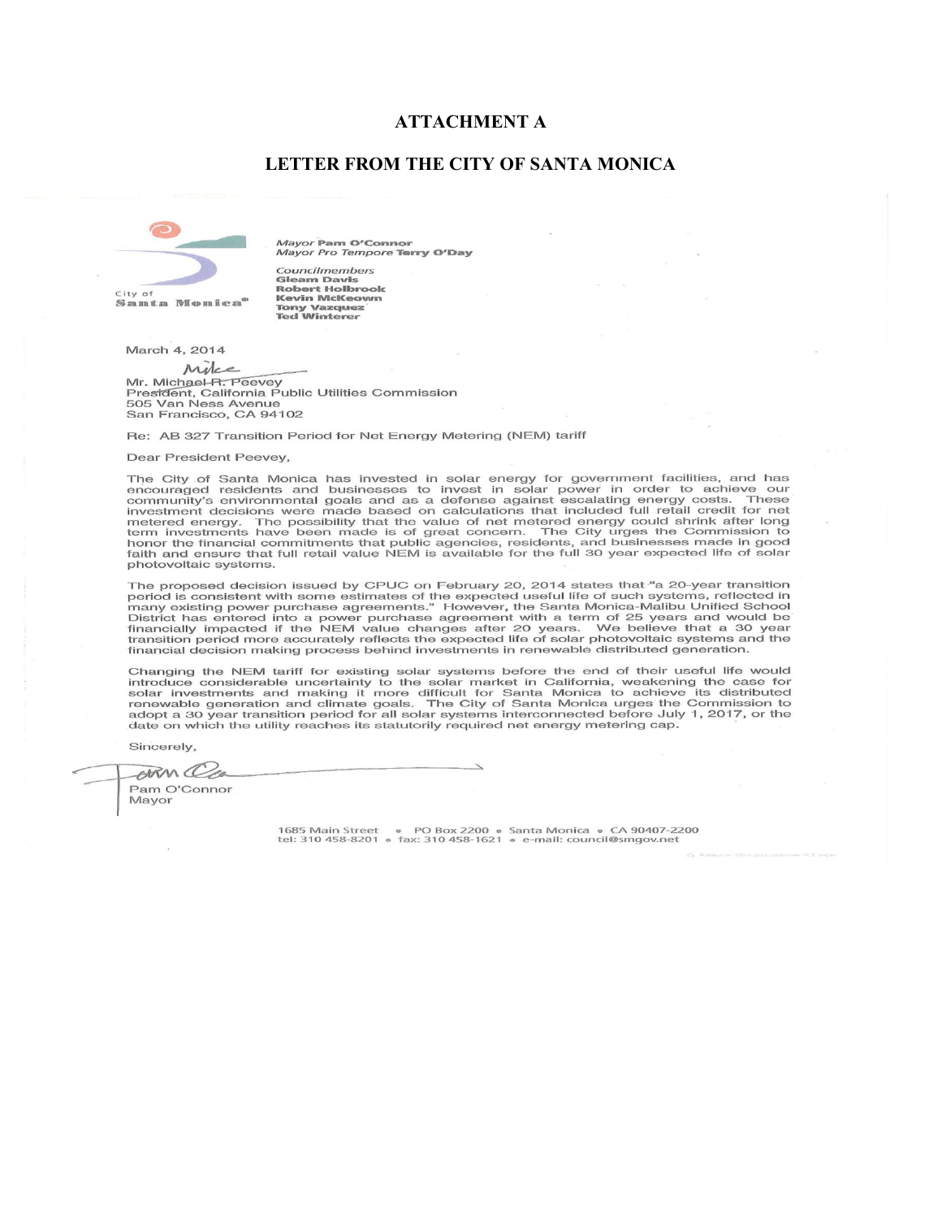# ATTACHMENT A

# LETTER FROM THE CITY OF SANTA MONICA

City of Santa Monica®

*Mayor* **Pam O'Connor**
*Mayor Pro Tempore* **Terry O'Day**

*Councilmembers*
**Gleam Davis**
**Robert Holbrook**
**Kevin McKeown**
**Tony Vazquez**
**Ted Winterer**

March 4, 2014

Mike

Mr. Michael R. Peevey
President, California Public Utilities Commission
505 Van Ness Avenue
San Francisco, CA 94102

Re: AB 327 Transition Period for Net Energy Metering (NEM) tariff

Dear President Peevey,

The City of Santa Monica has invested in solar energy for government facilities, and has encouraged residents and businesses to invest in solar power in order to achieve our community's environmental goals and as a defense against escalating energy costs. These investment decisions were made based on calculations that included full retail credit for net metered energy. The possibility that the value of net metered energy could shrink after long term investments have been made is of great concern. The City urges the Commission to honor the financial commitments that public agencies, residents, and businesses made in good faith and ensure that full retail value NEM is available for the full 30 year expected life of solar photovoltaic systems.

The proposed decision issued by CPUC on February 20, 2014 states that "a 20-year transition period is consistent with some estimates of the expected useful life of such systems, reflected in many existing power purchase agreements." However, the Santa Monica-Malibu Unified School District has entered into a power purchase agreement with a term of 25 years and would be financially impacted if the NEM value changes after 20 years. We believe that a 30 year transition period more accurately reflects the expected life of solar photovoltaic systems and the financial decision making process behind investments in renewable distributed generation.

Changing the NEM tariff for existing solar systems before the end of their useful life would introduce considerable uncertainty to the solar market in California, weakening the case for solar investments and making it more difficult for Santa Monica to achieve its distributed renewable generation and climate goals. The City of Santa Monica urges the Commission to adopt a 30 year transition period for all solar systems interconnected before July 1, 2017, or the date on which the utility reaches its statutorily required net energy metering cap.

Sincerely,

Pam O'Connor
Mayor

1685 Main Street • PO Box 2200 • Santa Monica • CA 90407-2200
tel: 310 458-8201 • fax: 310 458-1621 • e-mail: council@smgov.net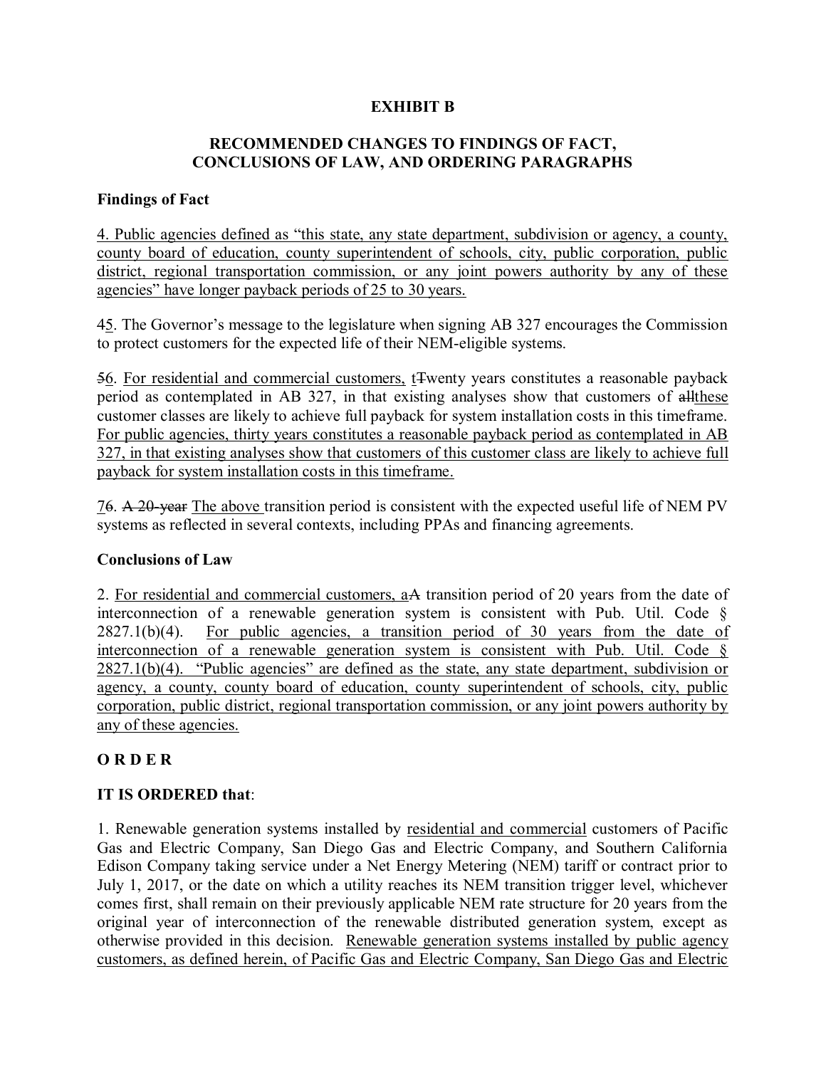# EXHIBIT B

## RECOMMENDED CHANGES TO FINDINGS OF FACT, CONCLUSIONS OF LAW, AND ORDERING PARAGRAPHS

### Findings of Fact

<u>4. Public agencies defined as "this state, any state department, subdivision or agency, a county, county board of education, county superintendent of schools, city, public corporation, public district, regional transportation commission, or any joint powers authority by any of these agencies" have longer payback periods of 25 to 30 years.</u>

4<u>5</u>. The Governor's message to the legislature when signing AB 327 encourages the Commission to protect customers for the expected life of their NEM-eligible systems.

~~5~~<u>6</u>. <u>For residential and commercial customers, t</u>~~T~~wenty years constitutes a reasonable payback period as contemplated in AB 327, in that existing analyses show that customers of ~~all~~<u>these</u> customer classes are likely to achieve full payback for system installation costs in this timeframe. <u>For public agencies, thirty years constitutes a reasonable payback period as contemplated in AB 327, in that existing analyses show that customers of this customer class are likely to achieve full payback for system installation costs in this timeframe.</u>

<u>7</u>~~6~~. ~~A 20-year~~ <u>The above</u> transition period is consistent with the expected useful life of NEM PV systems as reflected in several contexts, including PPAs and financing agreements.

### Conclusions of Law

2. <u>For residential and commercial customers, a</u>~~A~~ transition period of 20 years from the date of interconnection of a renewable generation system is consistent with Pub. Util. Code § 2827.1(b)(4). <u>For public agencies, a transition period of 30 years from the date of interconnection of a renewable generation system is consistent with Pub. Util. Code § 2827.1(b)(4). "Public agencies" are defined as the state, any state department, subdivision or agency, a county, county board of education, county superintendent of schools, city, public corporation, public district, regional transportation commission, or any joint powers authority by any of these agencies.</u>

### O R D E R

**IT IS ORDERED that**:

1. Renewable generation systems installed by <u>residential and commercial</u> customers of Pacific Gas and Electric Company, San Diego Gas and Electric Company, and Southern California Edison Company taking service under a Net Energy Metering (NEM) tariff or contract prior to July 1, 2017, or the date on which a utility reaches its NEM transition trigger level, whichever comes first, shall remain on their previously applicable NEM rate structure for 20 years from the original year of interconnection of the renewable distributed generation system, except as otherwise provided in this decision. <u>Renewable generation systems installed by public agency customers, as defined herein, of Pacific Gas and Electric Company, San Diego Gas and Electric</u>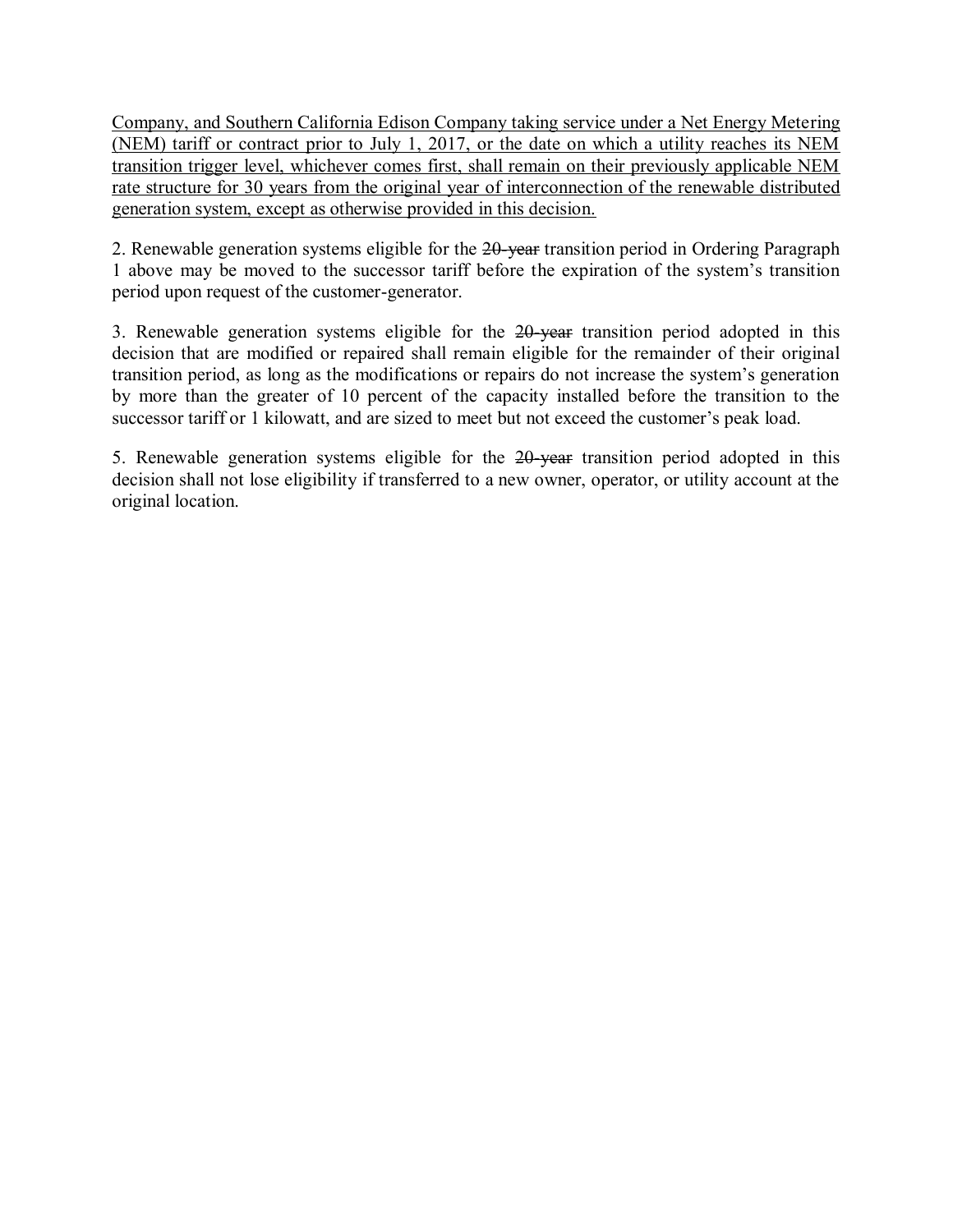<u>Company, and Southern California Edison Company taking service under a Net Energy Metering (NEM) tariff or contract prior to July 1, 2017, or the date on which a utility reaches its NEM transition trigger level, whichever comes first, shall remain on their previously applicable NEM rate structure for 30 years from the original year of interconnection of the renewable distributed generation system, except as otherwise provided in this decision.</u>

2. Renewable generation systems eligible for the ~~20-year~~ transition period in Ordering Paragraph 1 above may be moved to the successor tariff before the expiration of the system's transition period upon request of the customer-generator.

3. Renewable generation systems eligible for the ~~20-year~~ transition period adopted in this decision that are modified or repaired shall remain eligible for the remainder of their original transition period, as long as the modifications or repairs do not increase the system's generation by more than the greater of 10 percent of the capacity installed before the transition to the successor tariff or 1 kilowatt, and are sized to meet but not exceed the customer's peak load.

5. Renewable generation systems eligible for the ~~20-year~~ transition period adopted in this decision shall not lose eligibility if transferred to a new owner, operator, or utility account at the original location.